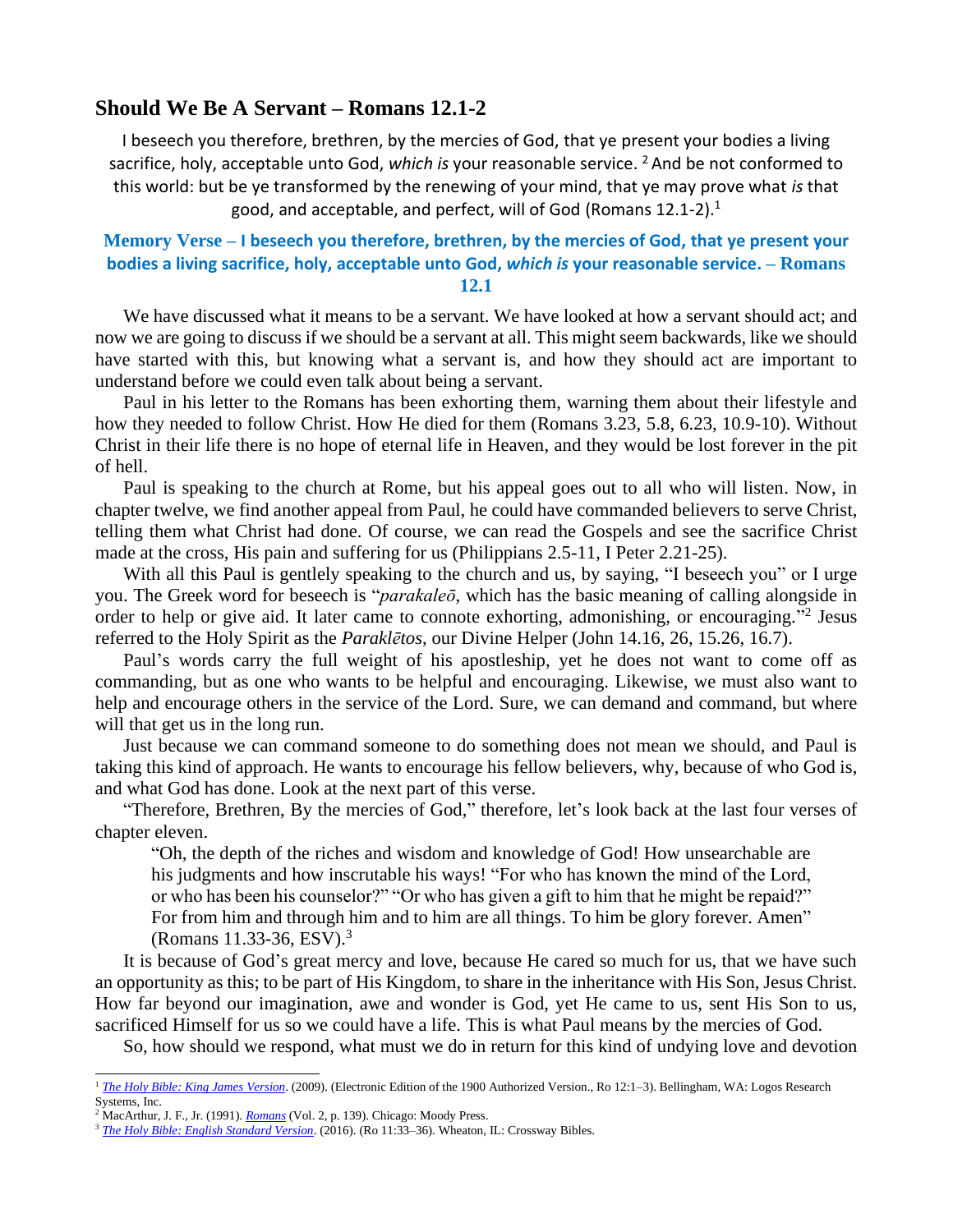## Should We Be A Servant – Romans 12.1-2

I beseech you therefore, brethren, by the mercies of God, that ye present your bodies a living sacrifice, holy, acceptable unto God, *which is* your reasonable service. [2] And be not conformed to this world: but be ye transformed by the renewing of your mind, that ye may prove what *is* that good, and acceptable, and perfect, will of God (Romans 12.1-2).[1]

**Memory Verse – I beseech you therefore, brethren, by the mercies of God, that ye present your bodies a living sacrifice, holy, acceptable unto God, *which is* your reasonable service. – Romans 12.1**

We have discussed what it means to be a servant. We have looked at how a servant should act; and now we are going to discuss if we should be a servant at all. This might seem backwards, like we should have started with this, but knowing what a servant is, and how they should act are important to understand before we could even talk about being a servant.

Paul in his letter to the Romans has been exhorting them, warning them about their lifestyle and how they needed to follow Christ. How He died for them (Romans 3.23, 5.8, 6.23, 10.9-10). Without Christ in their life there is no hope of eternal life in Heaven, and they would be lost forever in the pit of hell.

Paul is speaking to the church at Rome, but his appeal goes out to all who will listen. Now, in chapter twelve, we find another appeal from Paul, he could have commanded believers to serve Christ, telling them what Christ had done. Of course, we can read the Gospels and see the sacrifice Christ made at the cross, His pain and suffering for us (Philippians 2.5-11, I Peter 2.21-25).

With all this Paul is gently speaking to the church and us, by saying, "I beseech you" or I urge you. The Greek word for beseech is "*parakaleō*, which has the basic meaning of calling alongside in order to help or give aid. It later came to connote exhorting, admonishing, or encouraging."[2] Jesus referred to the Holy Spirit as the *Paraklētos*, our Divine Helper (John 14.16, 26, 15.26, 16.7).

Paul's words carry the full weight of his apostleship, yet he does not want to come off as commanding, but as one who wants to be helpful and encouraging. Likewise, we must also want to help and encourage others in the service of the Lord. Sure, we can demand and command, but where will that get us in the long run.

Just because we can command someone to do something does not mean we should, and Paul is taking this kind of approach. He wants to encourage his fellow believers, why, because of who God is, and what God has done. Look at the next part of this verse.

"Therefore, Brethren, By the mercies of God," therefore, let's look back at the last four verses of chapter eleven.

> "Oh, the depth of the riches and wisdom and knowledge of God! How unsearchable are his judgments and how inscrutable his ways! "For who has known the mind of the Lord, or who has been his counselor?" "Or who has given a gift to him that he might be repaid?" For from him and through him and to him are all things. To him be glory forever. Amen" (Romans 11.33-36, ESV).[3]

It is because of God's great mercy and love, because He cared so much for us, that we have such an opportunity as this; to be part of His Kingdom, to share in the inheritance with His Son, Jesus Christ. How far beyond our imagination, awe and wonder is God, yet He came to us, sent His Son to us, sacrificed Himself for us so we could have a life. This is what Paul means by the mercies of God.

So, how should we respond, what must we do in return for this kind of undying love and devotion

---

[1] *The Holy Bible: King James Version*. (2009). (Electronic Edition of the 1900 Authorized Version., Ro 12:1–3). Bellingham, WA: Logos Research Systems, Inc.

[2] MacArthur, J. F., Jr. (1991). *Romans* (Vol. 2, p. 139). Chicago: Moody Press.

[3] *The Holy Bible: English Standard Version*. (2016). (Ro 11:33–36). Wheaton, IL: Crossway Bibles.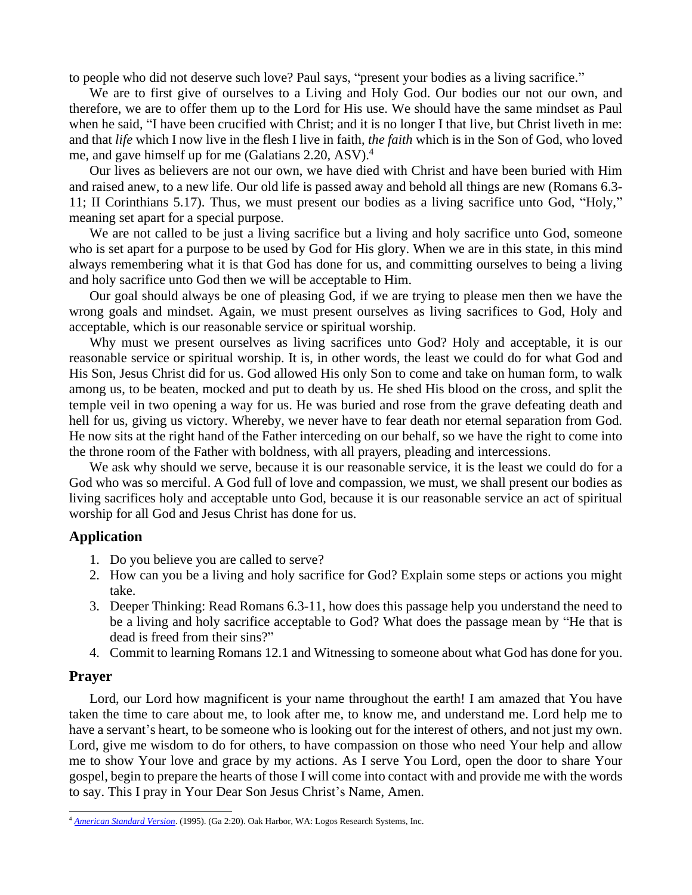to people who did not deserve such love? Paul says, "present your bodies as a living sacrifice."

We are to first give of ourselves to a Living and Holy God. Our bodies our not our own, and therefore, we are to offer them up to the Lord for His use. We should have the same mindset as Paul when he said, "I have been crucified with Christ; and it is no longer I that live, but Christ liveth in me: and that *life* which I now live in the flesh I live in faith, *the faith* which is in the Son of God, who loved me, and gave himself up for me (Galatians 2.20, ASV).[4]

Our lives as believers are not our own, we have died with Christ and have been buried with Him and raised anew, to a new life. Our old life is passed away and behold all things are new (Romans 6.3-11; II Corinthians 5.17). Thus, we must present our bodies as a living sacrifice unto God, "Holy," meaning set apart for a special purpose.

We are not called to be just a living sacrifice but a living and holy sacrifice unto God, someone who is set apart for a purpose to be used by God for His glory. When we are in this state, in this mind always remembering what it is that God has done for us, and committing ourselves to being a living and holy sacrifice unto God then we will be acceptable to Him.

Our goal should always be one of pleasing God, if we are trying to please men then we have the wrong goals and mindset. Again, we must present ourselves as living sacrifices to God, Holy and acceptable, which is our reasonable service or spiritual worship.

Why must we present ourselves as living sacrifices unto God? Holy and acceptable, it is our reasonable service or spiritual worship. It is, in other words, the least we could do for what God and His Son, Jesus Christ did for us. God allowed His only Son to come and take on human form, to walk among us, to be beaten, mocked and put to death by us. He shed His blood on the cross, and split the temple veil in two opening a way for us. He was buried and rose from the grave defeating death and hell for us, giving us victory. Whereby, we never have to fear death nor eternal separation from God. He now sits at the right hand of the Father interceding on our behalf, so we have the right to come into the throne room of the Father with boldness, with all prayers, pleading and intercessions.

We ask why should we serve, because it is our reasonable service, it is the least we could do for a God who was so merciful. A God full of love and compassion, we must, we shall present our bodies as living sacrifices holy and acceptable unto God, because it is our reasonable service an act of spiritual worship for all God and Jesus Christ has done for us.

## Application

1. Do you believe you are called to serve?
2. How can you be a living and holy sacrifice for God? Explain some steps or actions you might take.
3. Deeper Thinking: Read Romans 6.3-11, how does this passage help you understand the need to be a living and holy sacrifice acceptable to God? What does the passage mean by "He that is dead is freed from their sins?"
4. Commit to learning Romans 12.1 and Witnessing to someone about what God has done for you.

## Prayer

Lord, our Lord how magnificent is your name throughout the earth! I am amazed that You have taken the time to care about me, to look after me, to know me, and understand me. Lord help me to have a servant's heart, to be someone who is looking out for the interest of others, and not just my own. Lord, give me wisdom to do for others, to have compassion on those who need Your help and allow me to show Your love and grace by my actions. As I serve You Lord, open the door to share Your gospel, begin to prepare the hearts of those I will come into contact with and provide me with the words to say. This I pray in Your Dear Son Jesus Christ's Name, Amen.

---

[4] *American Standard Version*. (1995). (Ga 2:20). Oak Harbor, WA: Logos Research Systems, Inc.